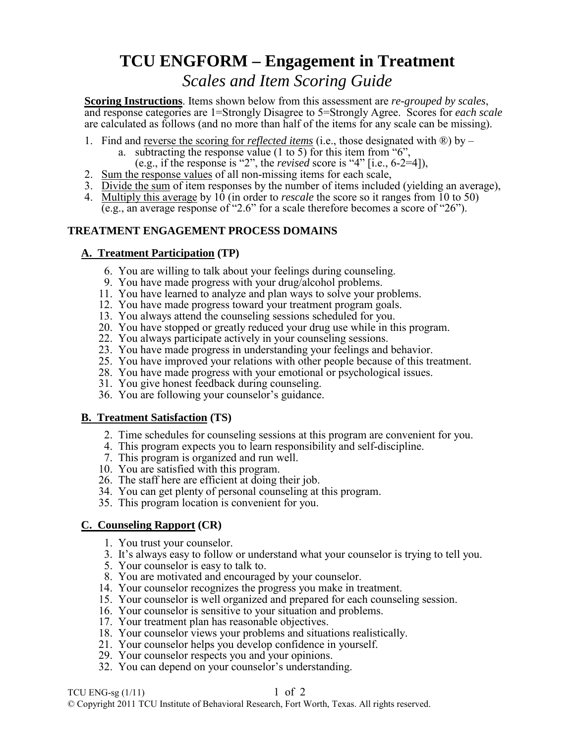# TCU ENGFORM – Engagement in Treatment

## *Scales and Item Scoring Guide*

**Scoring Instructions**. Items shown below from this assessment are *re-grouped by scales*, and response categories are 1=Strongly Disagree to 5=Strongly Agree. Scores for *each scale* are calculated as follows (and no more than half of the items for any scale can be missing).

1. Find and reverse the scoring for *reflected items* (i.e., those designated with ®) by –
   a. subtracting the response value (1 to 5) for this item from "6", (e.g., if the response is "2", the *revised* score is "4" [i.e., 6-2=4]),
2. Sum the response values of all non-missing items for each scale,
3. Divide the sum of item responses by the number of items included (yielding an average),
4. Multiply this average by 10 (in order to *rescale* the score so it ranges from 10 to 50) (e.g., an average response of "2.6" for a scale therefore becomes a score of "26").

### TREATMENT ENGAGEMENT PROCESS DOMAINS

#### A. Treatment Participation (TP)

6. You are willing to talk about your feelings during counseling.
9. You have made progress with your drug/alcohol problems.
11. You have learned to analyze and plan ways to solve your problems.
12. You have made progress toward your treatment program goals.
13. You always attend the counseling sessions scheduled for you.
20. You have stopped or greatly reduced your drug use while in this program.
22. You always participate actively in your counseling sessions.
23. You have made progress in understanding your feelings and behavior.
25. You have improved your relations with other people because of this treatment.
28. You have made progress with your emotional or psychological issues.
31. You give honest feedback during counseling.
36. You are following your counselor's guidance.

#### B. Treatment Satisfaction (TS)

2. Time schedules for counseling sessions at this program are convenient for you.
4. This program expects you to learn responsibility and self-discipline.
7. This program is organized and run well.
10. You are satisfied with this program.
26. The staff here are efficient at doing their job.
34. You can get plenty of personal counseling at this program.
35. This program location is convenient for you.

#### C. Counseling Rapport (CR)

1. You trust your counselor.
3. It's always easy to follow or understand what your counselor is trying to tell you.
5. Your counselor is easy to talk to.
8. You are motivated and encouraged by your counselor.
14. Your counselor recognizes the progress you make in treatment.
15. Your counselor is well organized and prepared for each counseling session.
16. Your counselor is sensitive to your situation and problems.
17. Your treatment plan has reasonable objectives.
18. Your counselor views your problems and situations realistically.
21. Your counselor helps you develop confidence in yourself.
29. Your counselor respects you and your opinions.
32. You can depend on your counselor's understanding.

TCU ENG-sg (1/11)

© Copyright 2011 TCU Institute of Behavioral Research, Fort Worth, Texas. All rights reserved.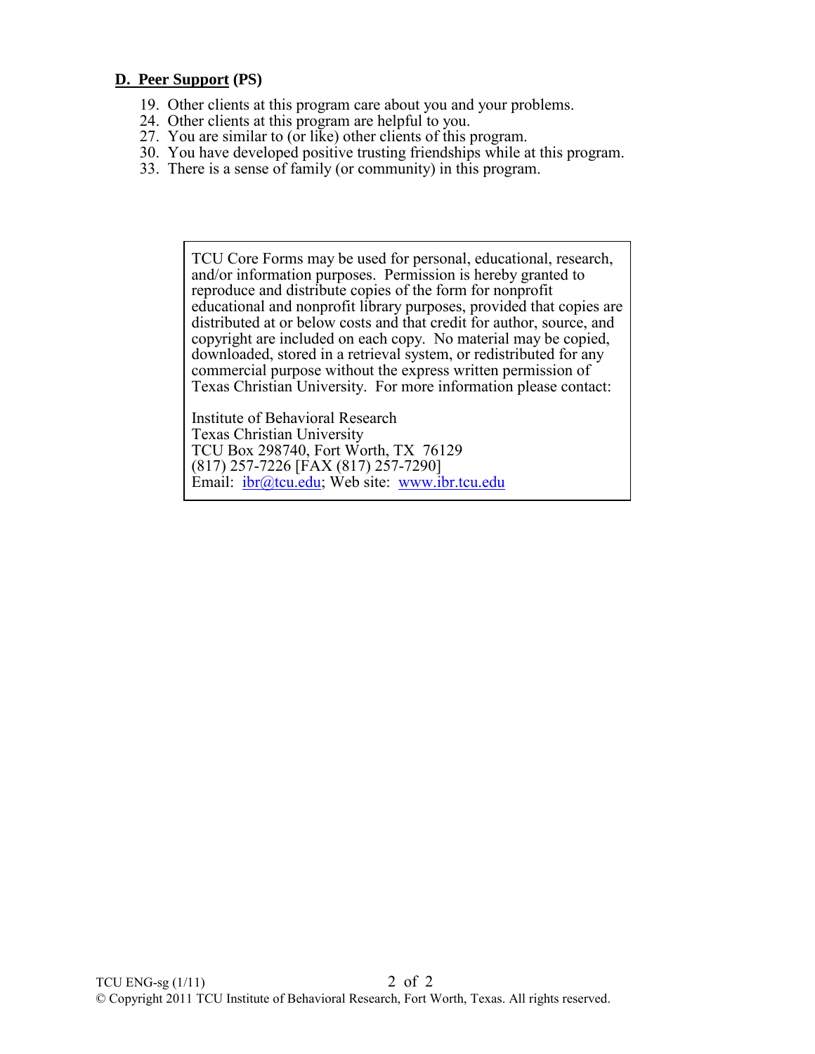**D. Peer Support (PS)**

19. Other clients at this program care about you and your problems.
24. Other clients at this program are helpful to you.
27. You are similar to (or like) other clients of this program.
30. You have developed positive trusting friendships while at this program.
33. There is a sense of family (or community) in this program.

TCU Core Forms may be used for personal, educational, research, and/or information purposes. Permission is hereby granted to reproduce and distribute copies of the form for nonprofit educational and nonprofit library purposes, provided that copies are distributed at or below costs and that credit for author, source, and copyright are included on each copy. No material may be copied, downloaded, stored in a retrieval system, or redistributed for any commercial purpose without the express written permission of Texas Christian University. For more information please contact:

Institute of Behavioral Research
Texas Christian University
TCU Box 298740, Fort Worth, TX 76129
(817) 257-7226 [FAX (817) 257-7290]
Email: ibr@tcu.edu; Web site: www.ibr.tcu.edu

TCU ENG-sg (1/11)

© Copyright 2011 TCU Institute of Behavioral Research, Fort Worth, Texas. All rights reserved.